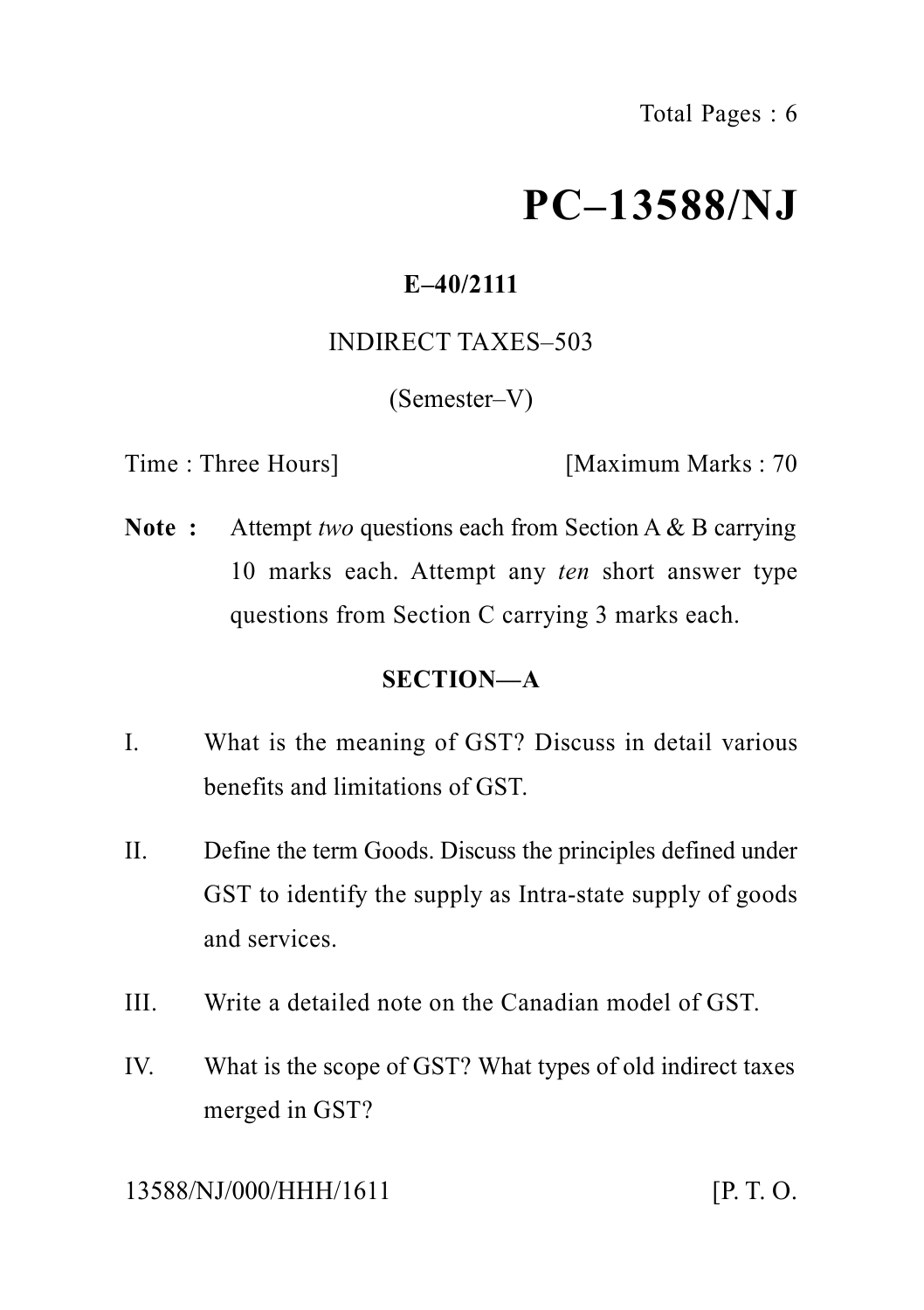# PC–13588/NJ

**E–40/2111**

INDIRECT TAXES–503

(Semester–V)

Time : Three Hours] [Maximum Marks : 70

**Note :** Attempt *two* questions each from Section A & B carrying 10 marks each. Attempt any *ten* short answer type questions from Section C carrying 3 marks each.

## SECTION—A

I. What is the meaning of GST? Discuss in detail various benefits and limitations of GST.

II. Define the term Goods. Discuss the principles defined under GST to identify the supply as Intra-state supply of goods and services.

III. Write a detailed note on the Canadian model of GST.

IV. What is the scope of GST? What types of old indirect taxes merged in GST?

13588/NJ/000/HHH/1611 [P. T. O.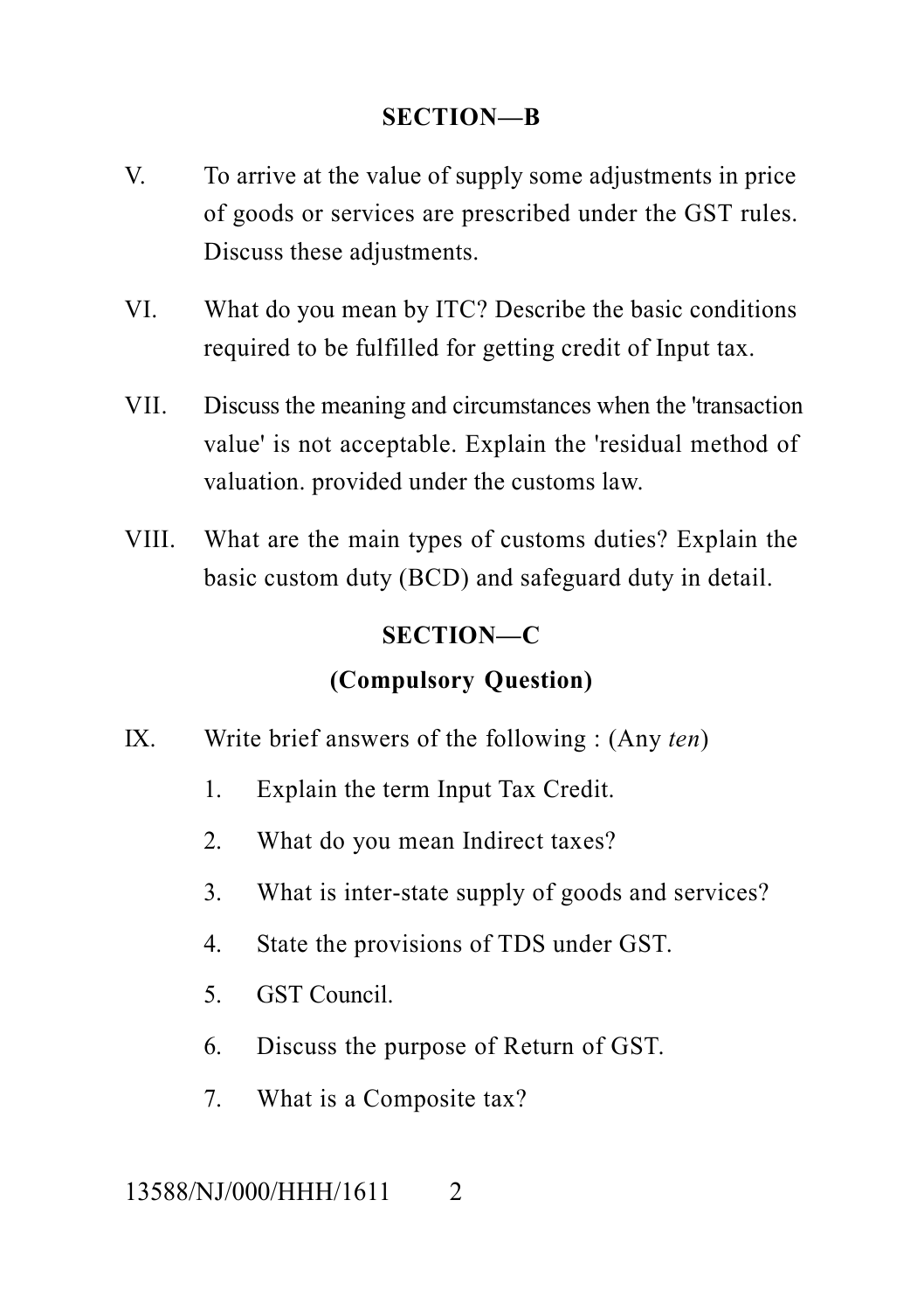## SECTION—B

V. To arrive at the value of supply some adjustments in price of goods or services are prescribed under the GST rules. Discuss these adjustments.

VI. What do you mean by ITC? Describe the basic conditions required to be fulfilled for getting credit of Input tax.

VII. Discuss the meaning and circumstances when the 'transaction value' is not acceptable. Explain the 'residual method of valuation. provided under the customs law.

VIII. What are the main types of customs duties? Explain the basic custom duty (BCD) and safeguard duty in detail.

## SECTION—C

### (Compulsory Question)

IX. Write brief answers of the following : (Any *ten*)

1. Explain the term Input Tax Credit.
2. What do you mean Indirect taxes?
3. What is inter-state supply of goods and services?
4. State the provisions of TDS under GST.
5. GST Council.
6. Discuss the purpose of Return of GST.
7. What is a Composite tax?

13588/NJ/000/HHH/1611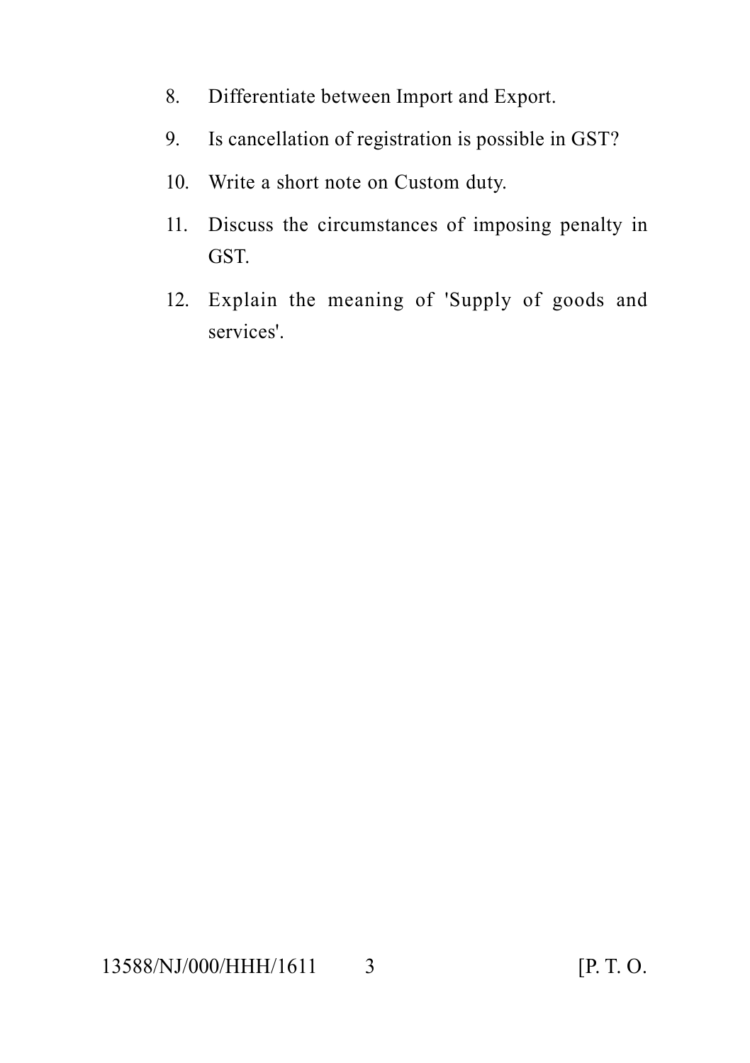8. Differentiate between Import and Export.
9. Is cancellation of registration is possible in GST?
10. Write a short note on Custom duty.
11. Discuss the circumstances of imposing penalty in GST.
12. Explain the meaning of 'Supply of goods and services'.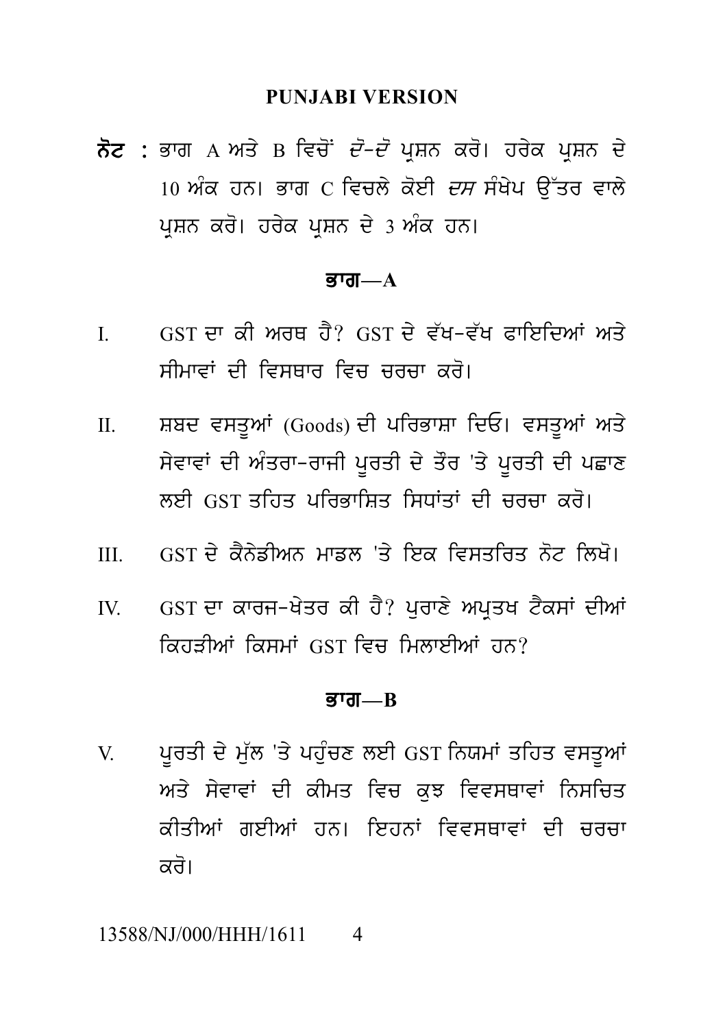**PUNJABI VERSION**

**ਨੋਟ :** ਭਾਗ A ਅਤੇ B ਵਿਚੋਂ *ਦੋ-ਦੋ* ਪ੍ਰਸ਼ਨ ਕਰੋ। ਹਰੇਕ ਪ੍ਰਸ਼ਨ ਦੇ 10 ਅੰਕ ਹਨ। ਭਾਗ C ਵਿਚਲੇ ਕੋਈ *ਦਸ* ਸੰਖੇਪ ਉੱਤਰ ਵਾਲੇ ਪ੍ਰਸ਼ਨ ਕਰੋ। ਹਰੇਕ ਪ੍ਰਸ਼ਨ ਦੇ 3 ਅੰਕ ਹਨ।

## ਭਾਗ—A

I. GST ਦਾ ਕੀ ਅਰਥ ਹੈ? GST ਦੇ ਵੱਖ-ਵੱਖ ਫਾਇਦਿਆਂ ਅਤੇ ਸੀਮਾਵਾਂ ਦੀ ਵਿਸਥਾਰ ਵਿਚ ਚਰਚਾ ਕਰੋ।

II. ਸ਼ਬਦ ਵਸਤੂਆਂ (Goods) ਦੀ ਪਰਿਭਾਸ਼ਾ ਦਿਓ। ਵਸਤੂਆਂ ਅਤੇ ਸੇਵਾਵਾਂ ਦੀ ਅੰਤਰਾ-ਰਾਜੀ ਪੂਰਤੀ ਦੇ ਤੌਰ 'ਤੇ ਪੂਰਤੀ ਦੀ ਪਛਾਣ ਲਈ GST ਤਹਿਤ ਪਰਿਭਾਸ਼ਿਤ ਸਿਧਾਂਤਾਂ ਦੀ ਚਰਚਾ ਕਰੋ।

III. GST ਦੇ ਕੈਨੇਡੀਅਨ ਮਾਡਲ 'ਤੇ ਇਕ ਵਿਸਤਰਿਤ ਨੋਟ ਲਿਖੋ।

IV. GST ਦਾ ਕਾਰਜ-ਖੇਤਰ ਕੀ ਹੈ? ਪੁਰਾਣੇ ਅਪ੍ਰਤਖ ਟੈਕਸਾਂ ਦੀਆਂ ਕਿਹੜੀਆਂ ਕਿਸਮਾਂ GST ਵਿਚ ਮਿਲਾਈਆਂ ਹਨ?

## ਭਾਗ—B

V. ਪੂਰਤੀ ਦੇ ਮੁੱਲ 'ਤੇ ਪਹੁੰਚਣ ਲਈ GST ਨਿਯਮਾਂ ਤਹਿਤ ਵਸਤੂਆਂ ਅਤੇ ਸੇਵਾਵਾਂ ਦੀ ਕੀਮਤ ਵਿਚ ਕੁਝ ਵਿਵਸਥਾਵਾਂ ਨਿਸਚਿਤ ਕੀਤੀਆਂ ਗਈਆਂ ਹਨ। ਇਹਨਾਂ ਵਿਵਸਥਾਵਾਂ ਦੀ ਚਰਚਾ ਕਰੋ।

13588/NJ/000/HHH/1611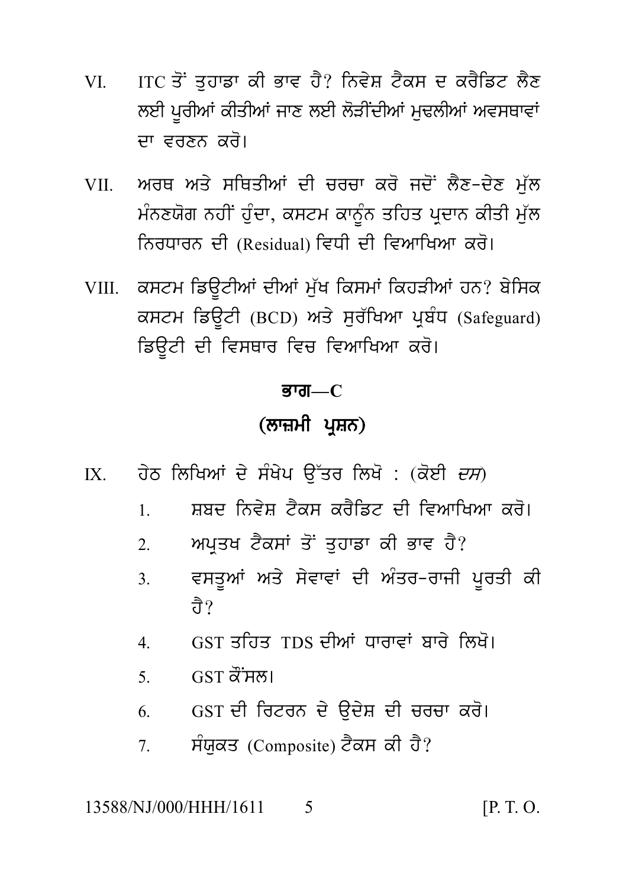VI. ITC ਤੋਂ ਤੁਹਾਡਾ ਕੀ ਭਾਵ ਹੈ? ਨਿਵੇਸ਼ ਟੈਕਸ ਦ ਕਰੈਡਿਟ ਲੈਣ ਲਈ ਪੂਰੀਆਂ ਕੀਤੀਆਂ ਜਾਣ ਲਈ ਲੋੜੀਂਦੀਆਂ ਮੁਢਲੀਆਂ ਅਵਸਥਾਵਾਂ ਦਾ ਵਰਣਨ ਕਰੋ।

VII. ਅਰਥ ਅਤੇ ਸਥਿਤੀਆਂ ਦੀ ਚਰਚਾ ਕਰੋ ਜਦੋਂ ਲੈਣ-ਦੇਣ ਮੁੱਲ ਮੰਨਣਯੋਗ ਨਹੀਂ ਹੁੰਦਾ, ਕਸਟਮ ਕਾਨੂੰਨ ਤਹਿਤ ਪ੍ਰਦਾਨ ਕੀਤੀ ਮੁੱਲ ਨਿਰਧਾਰਨ ਦੀ (Residual) ਵਿਧੀ ਦੀ ਵਿਆਖਿਆ ਕਰੋ।

VIII. ਕਸਟਮ ਡਿਊਟੀਆਂ ਦੀਆਂ ਮੁੱਖ ਕਿਸਮਾਂ ਕਿਹੜੀਆਂ ਹਨ? ਬੇਸਿਕ ਕਸਟਮ ਡਿਊਟੀ (BCD) ਅਤੇ ਸੁਰੱਖਿਆ ਪ੍ਰਬੰਧ (Safeguard) ਡਿਊਟੀ ਦੀ ਵਿਸਥਾਰ ਵਿਚ ਵਿਆਖਿਆ ਕਰੋ।

## ਭਾਗ—C

## (ਲਾਜ਼ਮੀ ਪ੍ਰਸ਼ਨ)

IX. ਹੇਠ ਲਿਖਿਆਂ ਦੇ ਸੰਖੇਪ ਉੱਤਰ ਲਿਖੋ : (ਕੋਈ *ਦਸ*)

1. ਸ਼ਬਦ ਨਿਵੇਸ਼ ਟੈਕਸ ਕਰੈਡਿਟ ਦੀ ਵਿਆਖਿਆ ਕਰੋ।
2. ਅਪ੍ਰਤਖ ਟੈਕਸਾਂ ਤੋਂ ਤੁਹਾਡਾ ਕੀ ਭਾਵ ਹੈ?
3. ਵਸਤੂਆਂ ਅਤੇ ਸੇਵਾਵਾਂ ਦੀ ਅੰਤਰ-ਰਾਜੀ ਪੂਰਤੀ ਕੀ ਹੈ?
4. GST ਤਹਿਤ TDS ਦੀਆਂ ਧਾਰਾਵਾਂ ਬਾਰੇ ਲਿਖੋ।
5. GST ਕੌਂਸਲ।
6. GST ਦੀ ਰਿਟਰਨ ਦੇ ਉਦੇਸ਼ ਦੀ ਚਰਚਾ ਕਰੋ।
7. ਸੰਯੁਕਤ (Composite) ਟੈਕਸ ਕੀ ਹੈ?

13588/NJ/000/HHH/1611 [P. T. O.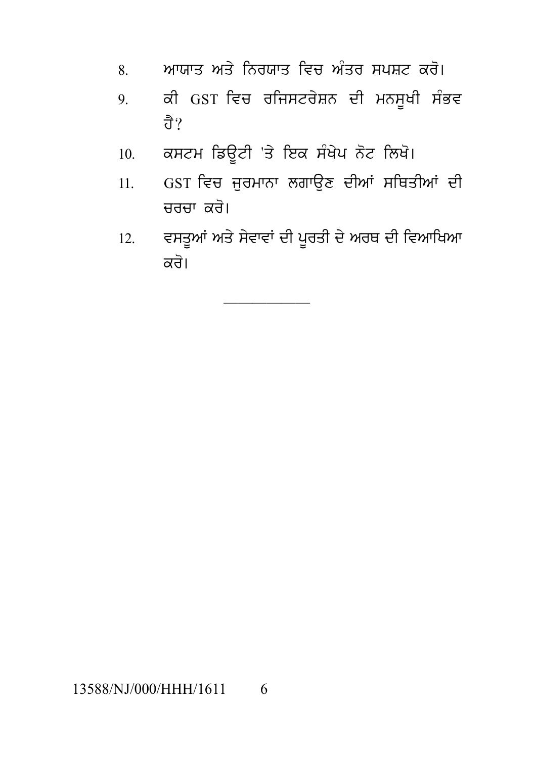8. ਆਯਾਤ ਅਤੇ ਨਿਰਯਾਤ ਵਿਚ ਅੰਤਰ ਸਪਸ਼ਟ ਕਰੋ।
9. ਕੀ GST ਵਿਚ ਰਜਿਸਟਰੇਸ਼ਨ ਦੀ ਮਨਸੂਖੀ ਸੰਭਵ ਹੈ?
10. ਕਸਟਮ ਡਿਊਟੀ 'ਤੇ ਇਕ ਸੰਖੇਪ ਨੋਟ ਲਿਖੋ।
11. GST ਵਿਚ ਜੁਰਮਾਨਾ ਲਗਾਉਣ ਦੀਆਂ ਸਥਿਤੀਆਂ ਦੀ ਚਰਚਾ ਕਰੋ।
12. ਵਸਤੂਆਂ ਅਤੇ ਸੇਵਾਵਾਂ ਦੀ ਪੂਰਤੀ ਦੇ ਅਰਥ ਦੀ ਵਿਆਖਿਆ ਕਰੋ।

---

13588/NJ/000/HHH/1611